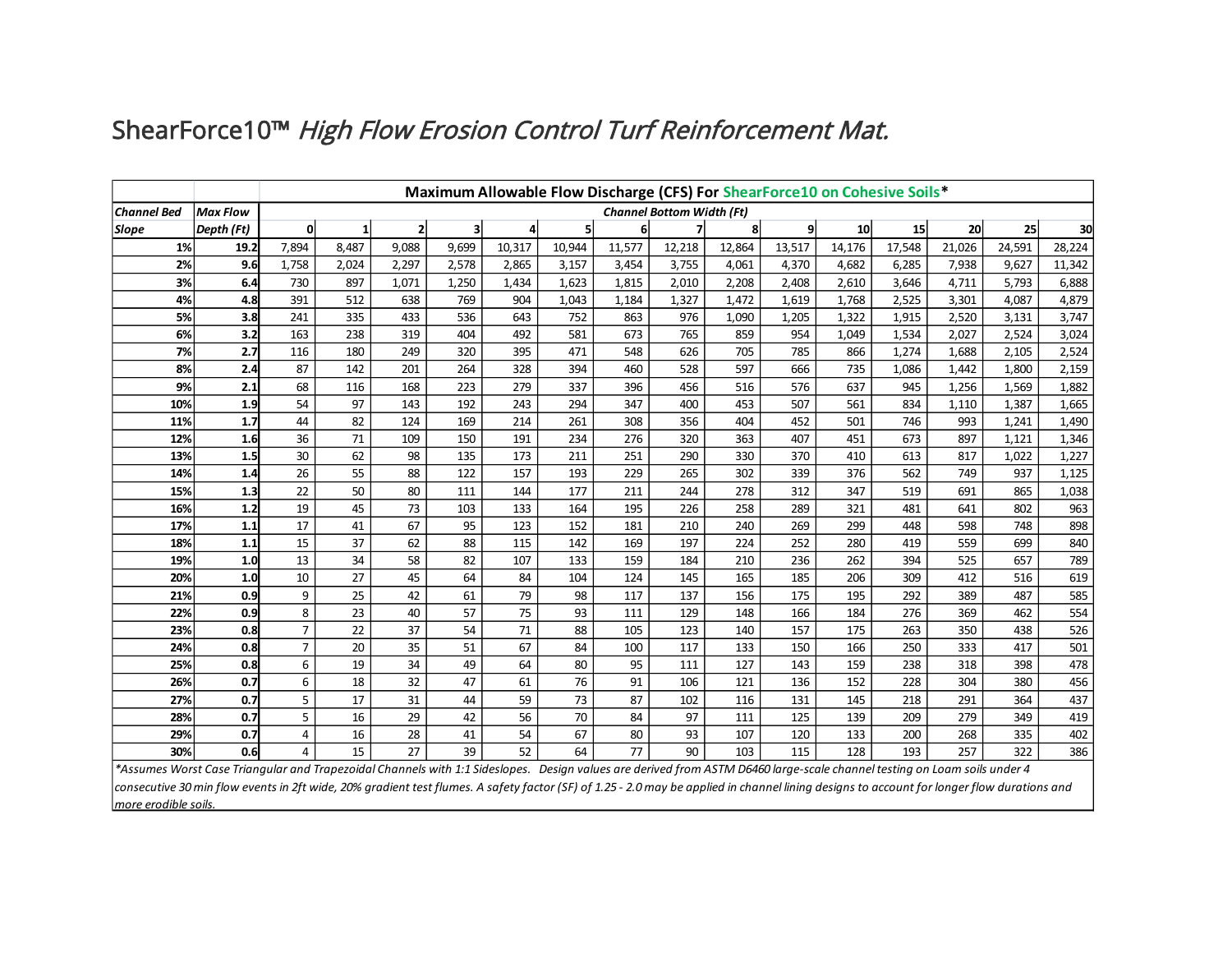# ShearForce10™ *High Flow Erosion Control Turf Reinforcement Mat.*

| | | **Maximum Allowable Flow Discharge (CFS) For ShearForce10 on Cohesive Soils*** | | | | | | | | | | | | | | |
|---|---|---|---|---|---|---|---|---|---|---|---|---|---|---|---|---|
| ***Channel Bed Slope*** | ***Max Flow Depth (Ft)*** | ***Channel Bottom Width (Ft)*** | | | | | | | | | | | | | | |
| | | **0** | **1** | **2** | **3** | **4** | **5** | **6** | **7** | **8** | **9** | **10** | **15** | **20** | **25** | **30** |
| **1%** | **19.2** | 7,894 | 8,487 | 9,088 | 9,699 | 10,317 | 10,944 | 11,577 | 12,218 | 12,864 | 13,517 | 14,176 | 17,548 | 21,026 | 24,591 | 28,224 |
| **2%** | **9.6** | 1,758 | 2,024 | 2,297 | 2,578 | 2,865 | 3,157 | 3,454 | 3,755 | 4,061 | 4,370 | 4,682 | 6,285 | 7,938 | 9,627 | 11,342 |
| **3%** | **6.4** | 730 | 897 | 1,071 | 1,250 | 1,434 | 1,623 | 1,815 | 2,010 | 2,208 | 2,408 | 2,610 | 3,646 | 4,711 | 5,793 | 6,888 |
| **4%** | **4.8** | 391 | 512 | 638 | 769 | 904 | 1,043 | 1,184 | 1,327 | 1,472 | 1,619 | 1,768 | 2,525 | 3,301 | 4,087 | 4,879 |
| **5%** | **3.8** | 241 | 335 | 433 | 536 | 643 | 752 | 863 | 976 | 1,090 | 1,205 | 1,322 | 1,915 | 2,520 | 3,131 | 3,747 |
| **6%** | **3.2** | 163 | 238 | 319 | 404 | 492 | 581 | 673 | 765 | 859 | 954 | 1,049 | 1,534 | 2,027 | 2,524 | 3,024 |
| **7%** | **2.7** | 116 | 180 | 249 | 320 | 395 | 471 | 548 | 626 | 705 | 785 | 866 | 1,274 | 1,688 | 2,105 | 2,524 |
| **8%** | **2.4** | 87 | 142 | 201 | 264 | 328 | 394 | 460 | 528 | 597 | 666 | 735 | 1,086 | 1,442 | 1,800 | 2,159 |
| **9%** | **2.1** | 68 | 116 | 168 | 223 | 279 | 337 | 396 | 456 | 516 | 576 | 637 | 945 | 1,256 | 1,569 | 1,882 |
| **10%** | **1.9** | 54 | 97 | 143 | 192 | 243 | 294 | 347 | 400 | 453 | 507 | 561 | 834 | 1,110 | 1,387 | 1,665 |
| **11%** | **1.7** | 44 | 82 | 124 | 169 | 214 | 261 | 308 | 356 | 404 | 452 | 501 | 746 | 993 | 1,241 | 1,490 |
| **12%** | **1.6** | 36 | 71 | 109 | 150 | 191 | 234 | 276 | 320 | 363 | 407 | 451 | 673 | 897 | 1,121 | 1,346 |
| **13%** | **1.5** | 30 | 62 | 98 | 135 | 173 | 211 | 251 | 290 | 330 | 370 | 410 | 613 | 817 | 1,022 | 1,227 |
| **14%** | **1.4** | 26 | 55 | 88 | 122 | 157 | 193 | 229 | 265 | 302 | 339 | 376 | 562 | 749 | 937 | 1,125 |
| **15%** | **1.3** | 22 | 50 | 80 | 111 | 144 | 177 | 211 | 244 | 278 | 312 | 347 | 519 | 691 | 865 | 1,038 |
| **16%** | **1.2** | 19 | 45 | 73 | 103 | 133 | 164 | 195 | 226 | 258 | 289 | 321 | 481 | 641 | 802 | 963 |
| **17%** | **1.1** | 17 | 41 | 67 | 95 | 123 | 152 | 181 | 210 | 240 | 269 | 299 | 448 | 598 | 748 | 898 |
| **18%** | **1.1** | 15 | 37 | 62 | 88 | 115 | 142 | 169 | 197 | 224 | 252 | 280 | 419 | 559 | 699 | 840 |
| **19%** | **1.0** | 13 | 34 | 58 | 82 | 107 | 133 | 159 | 184 | 210 | 236 | 262 | 394 | 525 | 657 | 789 |
| **20%** | **1.0** | 10 | 27 | 45 | 64 | 84 | 104 | 124 | 145 | 165 | 185 | 206 | 309 | 412 | 516 | 619 |
| **21%** | **0.9** | 9 | 25 | 42 | 61 | 79 | 98 | 117 | 137 | 156 | 175 | 195 | 292 | 389 | 487 | 585 |
| **22%** | **0.9** | 8 | 23 | 40 | 57 | 75 | 93 | 111 | 129 | 148 | 166 | 184 | 276 | 369 | 462 | 554 |
| **23%** | **0.8** | 7 | 22 | 37 | 54 | 71 | 88 | 105 | 123 | 140 | 157 | 175 | 263 | 350 | 438 | 526 |
| **24%** | **0.8** | 7 | 20 | 35 | 51 | 67 | 84 | 100 | 117 | 133 | 150 | 166 | 250 | 333 | 417 | 501 |
| **25%** | **0.8** | 6 | 19 | 34 | 49 | 64 | 80 | 95 | 111 | 127 | 143 | 159 | 238 | 318 | 398 | 478 |
| **26%** | **0.7** | 6 | 18 | 32 | 47 | 61 | 76 | 91 | 106 | 121 | 136 | 152 | 228 | 304 | 380 | 456 |
| **27%** | **0.7** | 5 | 17 | 31 | 44 | 59 | 73 | 87 | 102 | 116 | 131 | 145 | 218 | 291 | 364 | 437 |
| **28%** | **0.7** | 5 | 16 | 29 | 42 | 56 | 70 | 84 | 97 | 111 | 125 | 139 | 209 | 279 | 349 | 419 |
| **29%** | **0.7** | 4 | 16 | 28 | 41 | 54 | 67 | 80 | 93 | 107 | 120 | 133 | 200 | 268 | 335 | 402 |
| **30%** | **0.6** | 4 | 15 | 27 | 39 | 52 | 64 | 77 | 90 | 103 | 115 | 128 | 193 | 257 | 322 | 386 |

**Assumes Worst Case Triangular and Trapezoidal Channels with 1:1 Sideslopes. Design values are derived from ASTM D6460 large-scale channel testing on Loam soils under 4 consecutive 30 min flow events in 2ft wide, 20% gradient test flumes. A safety factor (SF) of 1.25 - 2.0 may be applied in channel lining designs to account for longer flow durations and more erodible soils.*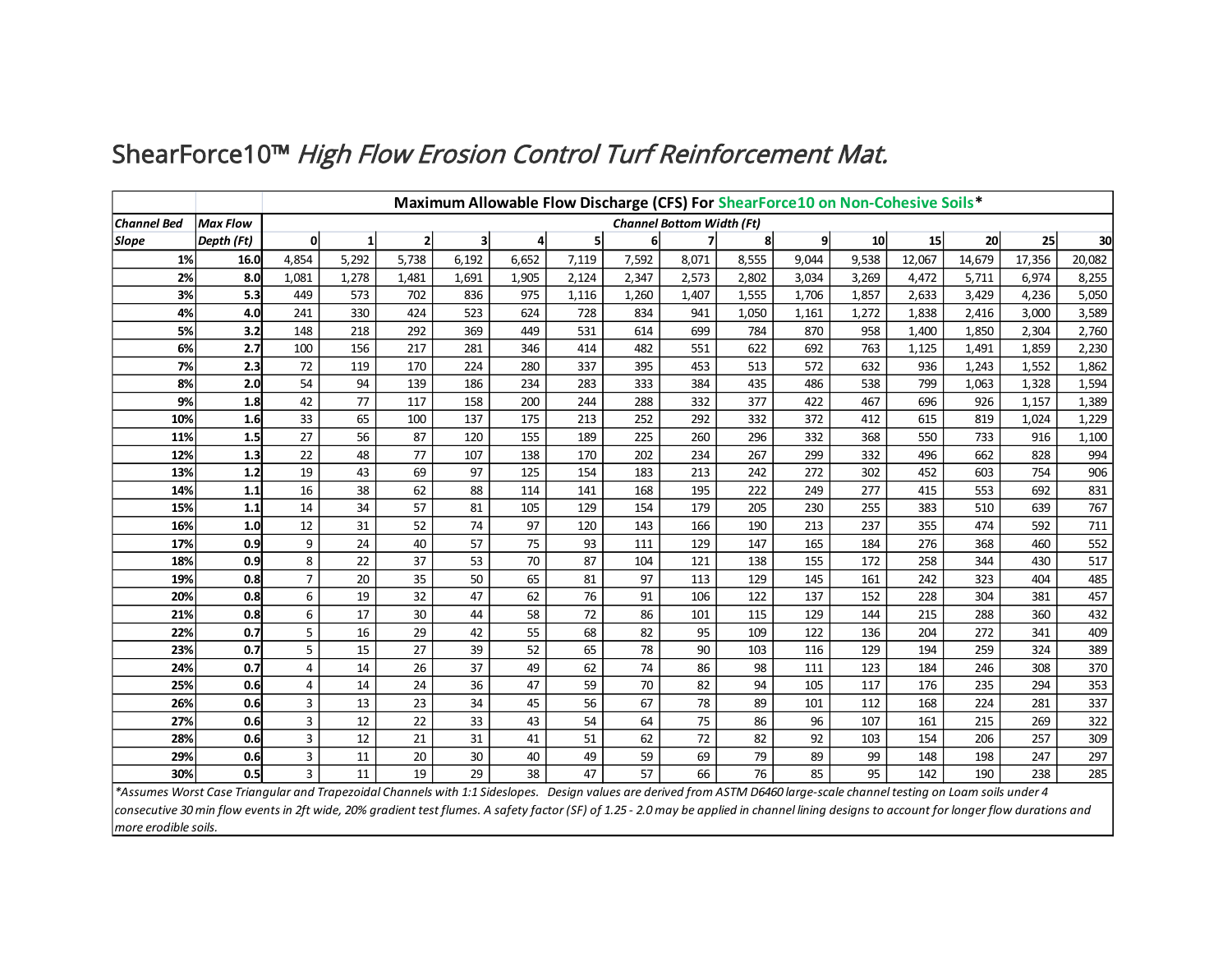# ShearForce10™ *High Flow Erosion Control Turf Reinforcement Mat.*

| | | Maximum Allowable Flow Discharge (CFS) For ShearForce10 on Non-Cohesive Soils* | | | | | | | | | | | | | | |
|---|---|---|---|---|---|---|---|---|---|---|---|---|---|---|---|---|
| ***Channel Bed*** | ***Max Flow*** | ***Channel Bottom Width (Ft)*** | | | | | | | | | | | | | | |
| ***Slope*** | ***Depth (Ft)*** | **0** | **1** | **2** | **3** | **4** | **5** | **6** | **7** | **8** | **9** | **10** | **15** | **20** | **25** | **30** |
| **1%** | **16.0** | 4,854 | 5,292 | 5,738 | 6,192 | 6,652 | 7,119 | 7,592 | 8,071 | 8,555 | 9,044 | 9,538 | 12,067 | 14,679 | 17,356 | 20,082 |
| **2%** | **8.0** | 1,081 | 1,278 | 1,481 | 1,691 | 1,905 | 2,124 | 2,347 | 2,573 | 2,802 | 3,034 | 3,269 | 4,472 | 5,711 | 6,974 | 8,255 |
| **3%** | **5.3** | 449 | 573 | 702 | 836 | 975 | 1,116 | 1,260 | 1,407 | 1,555 | 1,706 | 1,857 | 2,633 | 3,429 | 4,236 | 5,050 |
| **4%** | **4.0** | 241 | 330 | 424 | 523 | 624 | 728 | 834 | 941 | 1,050 | 1,161 | 1,272 | 1,838 | 2,416 | 3,000 | 3,589 |
| **5%** | **3.2** | 148 | 218 | 292 | 369 | 449 | 531 | 614 | 699 | 784 | 870 | 958 | 1,400 | 1,850 | 2,304 | 2,760 |
| **6%** | **2.7** | 100 | 156 | 217 | 281 | 346 | 414 | 482 | 551 | 622 | 692 | 763 | 1,125 | 1,491 | 1,859 | 2,230 |
| **7%** | **2.3** | 72 | 119 | 170 | 224 | 280 | 337 | 395 | 453 | 513 | 572 | 632 | 936 | 1,243 | 1,552 | 1,862 |
| **8%** | **2.0** | 54 | 94 | 139 | 186 | 234 | 283 | 333 | 384 | 435 | 486 | 538 | 799 | 1,063 | 1,328 | 1,594 |
| **9%** | **1.8** | 42 | 77 | 117 | 158 | 200 | 244 | 288 | 332 | 377 | 422 | 467 | 696 | 926 | 1,157 | 1,389 |
| **10%** | **1.6** | 33 | 65 | 100 | 137 | 175 | 213 | 252 | 292 | 332 | 372 | 412 | 615 | 819 | 1,024 | 1,229 |
| **11%** | **1.5** | 27 | 56 | 87 | 120 | 155 | 189 | 225 | 260 | 296 | 332 | 368 | 550 | 733 | 916 | 1,100 |
| **12%** | **1.3** | 22 | 48 | 77 | 107 | 138 | 170 | 202 | 234 | 267 | 299 | 332 | 496 | 662 | 828 | 994 |
| **13%** | **1.2** | 19 | 43 | 69 | 97 | 125 | 154 | 183 | 213 | 242 | 272 | 302 | 452 | 603 | 754 | 906 |
| **14%** | **1.1** | 16 | 38 | 62 | 88 | 114 | 141 | 168 | 195 | 222 | 249 | 277 | 415 | 553 | 692 | 831 |
| **15%** | **1.1** | 14 | 34 | 57 | 81 | 105 | 129 | 154 | 179 | 205 | 230 | 255 | 383 | 510 | 639 | 767 |
| **16%** | **1.0** | 12 | 31 | 52 | 74 | 97 | 120 | 143 | 166 | 190 | 213 | 237 | 355 | 474 | 592 | 711 |
| **17%** | **0.9** | 9 | 24 | 40 | 57 | 75 | 93 | 111 | 129 | 147 | 165 | 184 | 276 | 368 | 460 | 552 |
| **18%** | **0.9** | 8 | 22 | 37 | 53 | 70 | 87 | 104 | 121 | 138 | 155 | 172 | 258 | 344 | 430 | 517 |
| **19%** | **0.8** | 7 | 20 | 35 | 50 | 65 | 81 | 97 | 113 | 129 | 145 | 161 | 242 | 323 | 404 | 485 |
| **20%** | **0.8** | 6 | 19 | 32 | 47 | 62 | 76 | 91 | 106 | 122 | 137 | 152 | 228 | 304 | 381 | 457 |
| **21%** | **0.8** | 6 | 17 | 30 | 44 | 58 | 72 | 86 | 101 | 115 | 129 | 144 | 215 | 288 | 360 | 432 |
| **22%** | **0.7** | 5 | 16 | 29 | 42 | 55 | 68 | 82 | 95 | 109 | 122 | 136 | 204 | 272 | 341 | 409 |
| **23%** | **0.7** | 5 | 15 | 27 | 39 | 52 | 65 | 78 | 90 | 103 | 116 | 129 | 194 | 259 | 324 | 389 |
| **24%** | **0.7** | 4 | 14 | 26 | 37 | 49 | 62 | 74 | 86 | 98 | 111 | 123 | 184 | 246 | 308 | 370 |
| **25%** | **0.6** | 4 | 14 | 24 | 36 | 47 | 59 | 70 | 82 | 94 | 105 | 117 | 176 | 235 | 294 | 353 |
| **26%** | **0.6** | 3 | 13 | 23 | 34 | 45 | 56 | 67 | 78 | 89 | 101 | 112 | 168 | 224 | 281 | 337 |
| **27%** | **0.6** | 3 | 12 | 22 | 33 | 43 | 54 | 64 | 75 | 86 | 96 | 107 | 161 | 215 | 269 | 322 |
| **28%** | **0.6** | 3 | 12 | 21 | 31 | 41 | 51 | 62 | 72 | 82 | 92 | 103 | 154 | 206 | 257 | 309 |
| **29%** | **0.6** | 3 | 11 | 20 | 30 | 40 | 49 | 59 | 69 | 79 | 89 | 99 | 148 | 198 | 247 | 297 |
| **30%** | **0.5** | 3 | 11 | 19 | 29 | 38 | 47 | 57 | 66 | 76 | 85 | 95 | 142 | 190 | 238 | 285 |

**Assumes Worst Case Triangular and Trapezoidal Channels with 1:1 Sideslopes. Design values are derived from ASTM D6460 large-scale channel testing on Loam soils under 4 consecutive 30 min flow events in 2ft wide, 20% gradient test flumes. A safety factor (SF) of 1.25 - 2.0 may be applied in channel lining designs to account for longer flow durations and more erodible soils.*